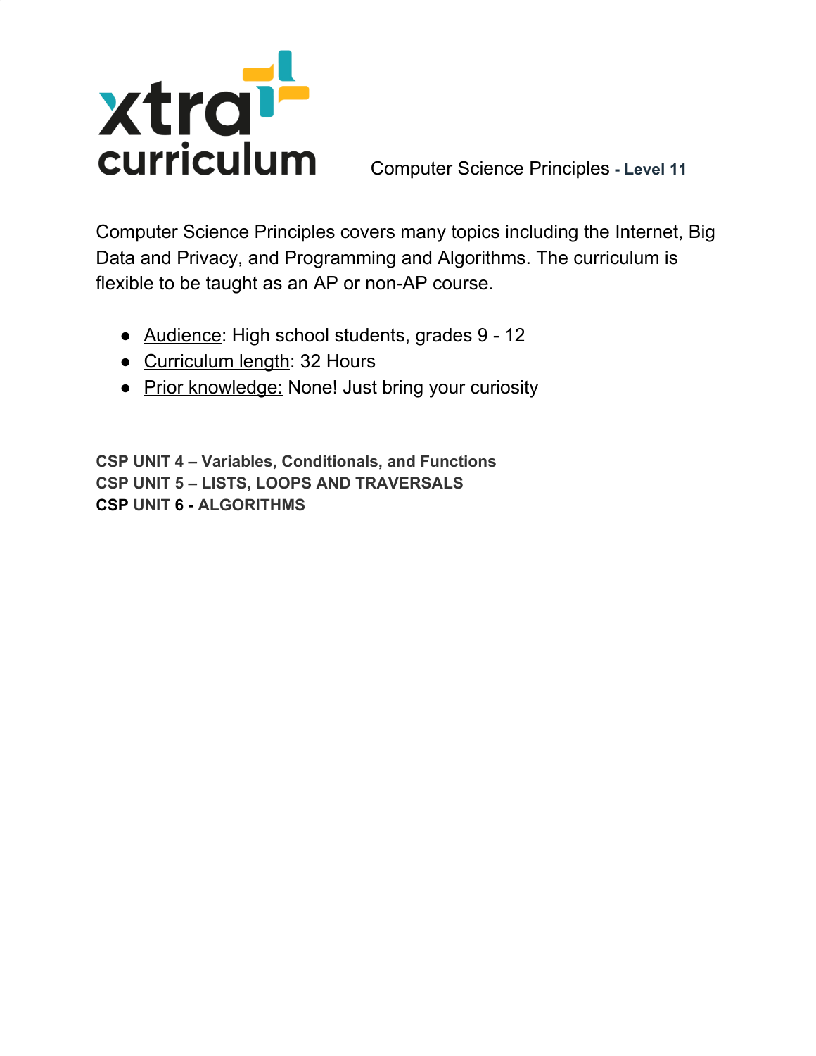xtra curriculum

Computer Science Principles **- Level 11**

Computer Science Principles covers many topics including the Internet, Big Data and Privacy, and Programming and Algorithms. The curriculum is flexible to be taught as an AP or non-AP course.

- Audience: High school students, grades 9 - 12
- Curriculum length: 32 Hours
- Prior knowledge: None! Just bring your curiosity

**CSP UNIT 4 – Variables, Conditionals, and Functions**
**CSP UNIT 5 – LISTS, LOOPS AND TRAVERSALS**
**CSP UNIT 6 - ALGORITHMS**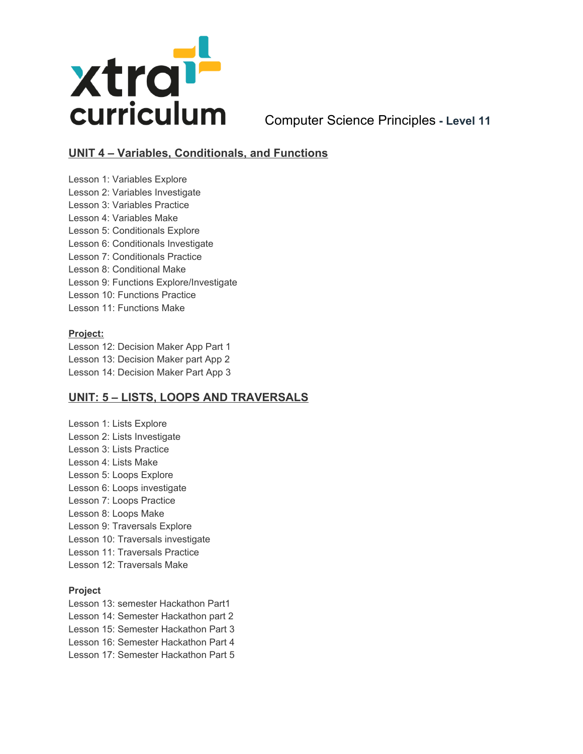Computer Science Principles **- Level 11**

## UNIT 4 – Variables, Conditionals, and Functions

Lesson 1: Variables Explore
Lesson 2: Variables Investigate
Lesson 3: Variables Practice
Lesson 4: Variables Make
Lesson 5: Conditionals Explore
Lesson 6: Conditionals Investigate
Lesson 7: Conditionals Practice
Lesson 8: Conditional Make
Lesson 9: Functions Explore/Investigate
Lesson 10: Functions Practice
Lesson 11: Functions Make

**Project:**
Lesson 12: Decision Maker App Part 1
Lesson 13: Decision Maker part App 2
Lesson 14: Decision Maker Part App 3

## UNIT: 5 – LISTS, LOOPS AND TRAVERSALS

Lesson 1: Lists Explore
Lesson 2: Lists Investigate
Lesson 3: Lists Practice
Lesson 4: Lists Make
Lesson 5: Loops Explore
Lesson 6: Loops investigate
Lesson 7: Loops Practice
Lesson 8: Loops Make
Lesson 9: Traversals Explore
Lesson 10: Traversals investigate
Lesson 11: Traversals Practice
Lesson 12: Traversals Make

**Project**
Lesson 13: semester Hackathon Part1
Lesson 14: Semester Hackathon part 2
Lesson 15: Semester Hackathon Part 3
Lesson 16: Semester Hackathon Part 4
Lesson 17: Semester Hackathon Part 5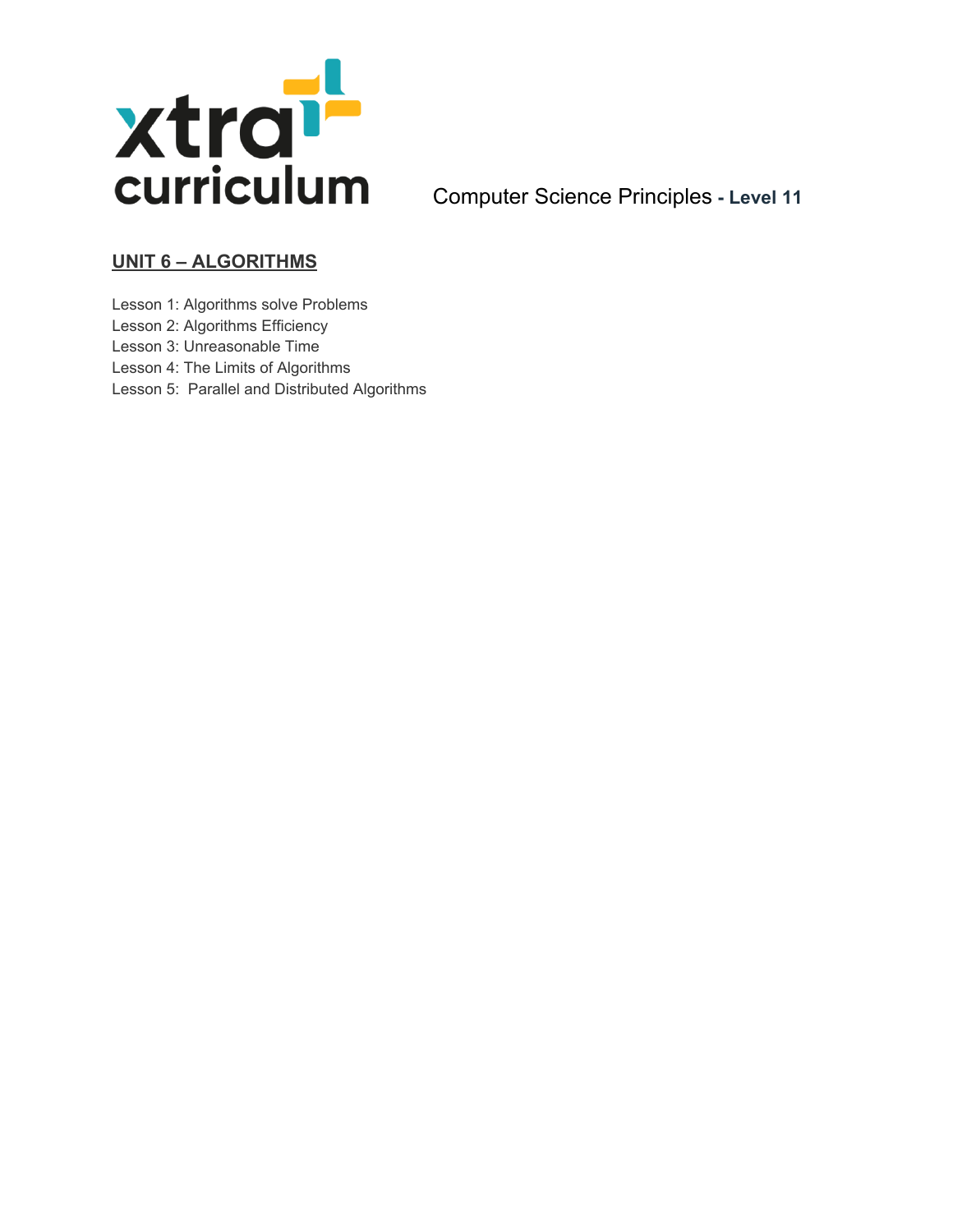Computer Science Principles **- Level 11**

## **UNIT 6 – ALGORITHMS**

Lesson 1: Algorithms solve Problems
Lesson 2: Algorithms Efficiency
Lesson 3: Unreasonable Time
Lesson 4: The Limits of Algorithms
Lesson 5: Parallel and Distributed Algorithms